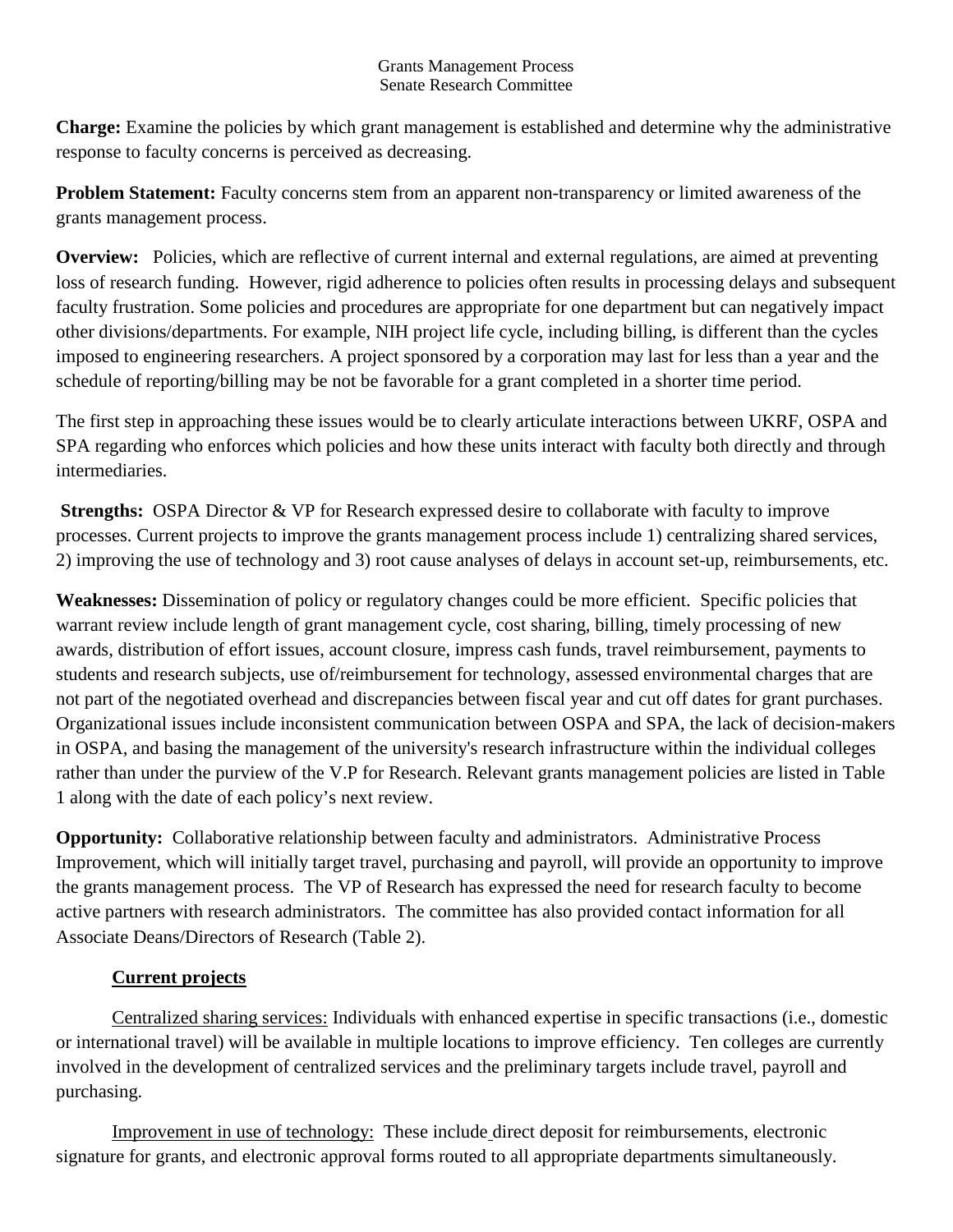# Grants Management Process
## Senate Research Committee

**Charge:** Examine the policies by which grant management is established and determine why the administrative response to faculty concerns is perceived as decreasing.

**Problem Statement:** Faculty concerns stem from an apparent non-transparency or limited awareness of the grants management process.

**Overview:** Policies, which are reflective of current internal and external regulations, are aimed at preventing loss of research funding. However, rigid adherence to policies often results in processing delays and subsequent faculty frustration. Some policies and procedures are appropriate for one department but can negatively impact other divisions/departments. For example, NIH project life cycle, including billing, is different than the cycles imposed to engineering researchers. A project sponsored by a corporation may last for less than a year and the schedule of reporting/billing may be not be favorable for a grant completed in a shorter time period.

The first step in approaching these issues would be to clearly articulate interactions between UKRF, OSPA and SPA regarding who enforces which policies and how these units interact with faculty both directly and through intermediaries.

**Strengths:** OSPA Director & VP for Research expressed desire to collaborate with faculty to improve processes. Current projects to improve the grants management process include 1) centralizing shared services, 2) improving the use of technology and 3) root cause analyses of delays in account set-up, reimbursements, etc.

**Weaknesses:** Dissemination of policy or regulatory changes could be more efficient. Specific policies that warrant review include length of grant management cycle, cost sharing, billing, timely processing of new awards, distribution of effort issues, account closure, impress cash funds, travel reimbursement, payments to students and research subjects, use of/reimbursement for technology, assessed environmental charges that are not part of the negotiated overhead and discrepancies between fiscal year and cut off dates for grant purchases. Organizational issues include inconsistent communication between OSPA and SPA, the lack of decision-makers in OSPA, and basing the management of the university's research infrastructure within the individual colleges rather than under the purview of the V.P for Research. Relevant grants management policies are listed in Table 1 along with the date of each policy's next review.

**Opportunity:** Collaborative relationship between faculty and administrators. Administrative Process Improvement, which will initially target travel, purchasing and payroll, will provide an opportunity to improve the grants management process. The VP of Research has expressed the need for research faculty to become active partners with research administrators. The committee has also provided contact information for all Associate Deans/Directors of Research (Table 2).

### Current projects

Centralized sharing services: Individuals with enhanced expertise in specific transactions (i.e., domestic or international travel) will be available in multiple locations to improve efficiency. Ten colleges are currently involved in the development of centralized services and the preliminary targets include travel, payroll and purchasing.

Improvement in use of technology: These include direct deposit for reimbursements, electronic signature for grants, and electronic approval forms routed to all appropriate departments simultaneously.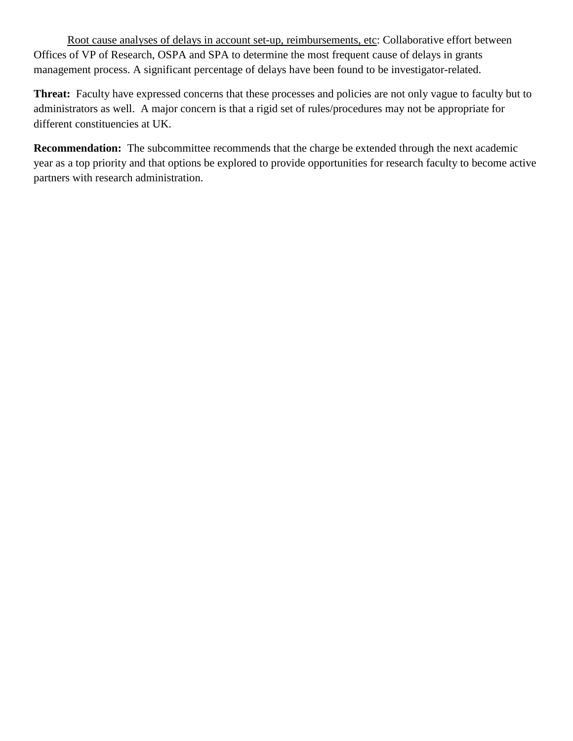<u>Root cause analyses of delays in account set-up, reimbursements, etc</u>: Collaborative effort between Offices of VP of Research, OSPA and SPA to determine the most frequent cause of delays in grants management process. A significant percentage of delays have been found to be investigator-related.

**Threat:** Faculty have expressed concerns that these processes and policies are not only vague to faculty but to administrators as well. A major concern is that a rigid set of rules/procedures may not be appropriate for different constituencies at UK.

**Recommendation:** The subcommittee recommends that the charge be extended through the next academic year as a top priority and that options be explored to provide opportunities for research faculty to become active partners with research administration.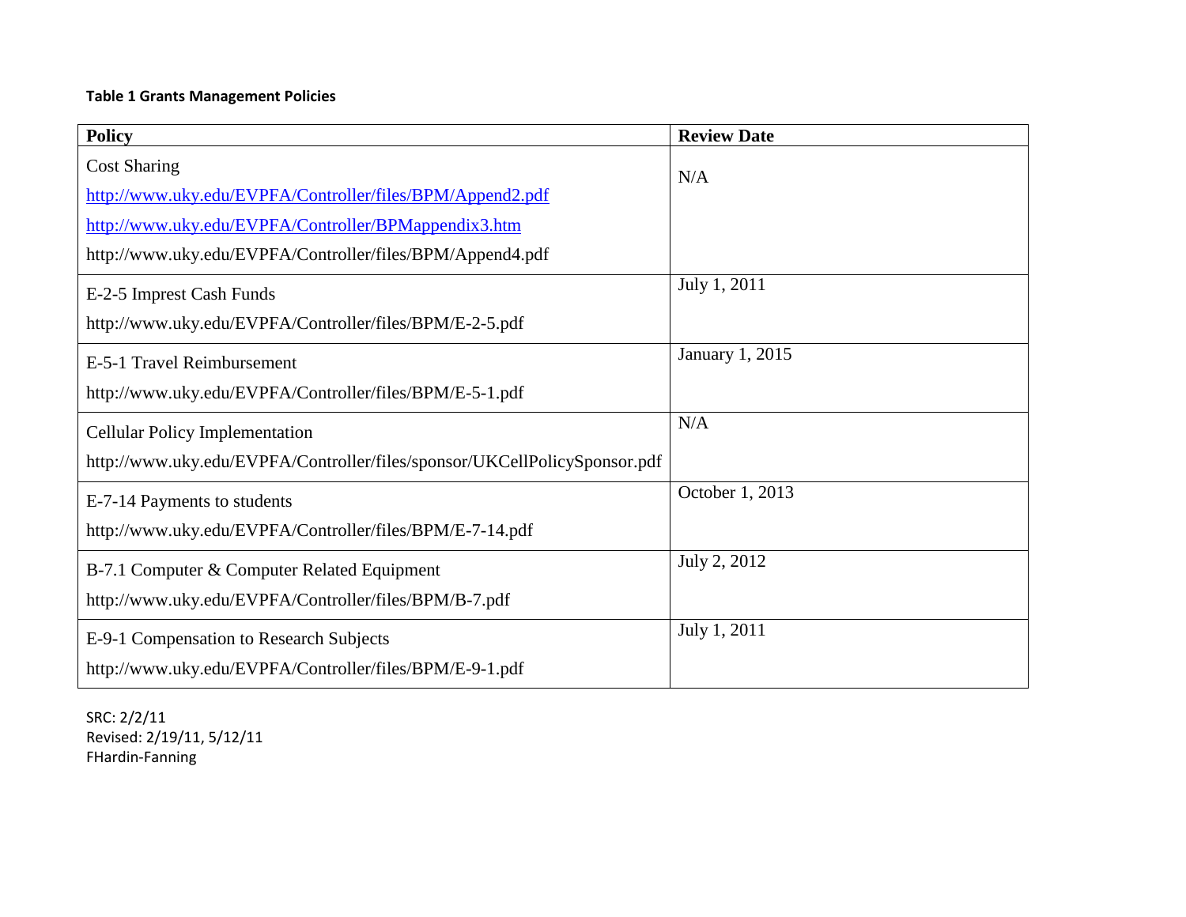**Table 1 Grants Management Policies**

| Policy | Review Date |
|---|---|
| Cost Sharing<br>http://www.uky.edu/EVPFA/Controller/files/BPM/Append2.pdf<br>http://www.uky.edu/EVPFA/Controller/BPMappendix3.htm<br>http://www.uky.edu/EVPFA/Controller/files/BPM/Append4.pdf | N/A |
| E-2-5 Imprest Cash Funds<br>http://www.uky.edu/EVPFA/Controller/files/BPM/E-2-5.pdf | July 1, 2011 |
| E-5-1 Travel Reimbursement<br>http://www.uky.edu/EVPFA/Controller/files/BPM/E-5-1.pdf | January 1, 2015 |
| Cellular Policy Implementation<br>http://www.uky.edu/EVPFA/Controller/files/sponsor/UKCellPolicySponsor.pdf | N/A |
| E-7-14 Payments to students<br>http://www.uky.edu/EVPFA/Controller/files/BPM/E-7-14.pdf | October 1, 2013 |
| B-7.1 Computer & Computer Related Equipment<br>http://www.uky.edu/EVPFA/Controller/files/BPM/B-7.pdf | July 2, 2012 |
| E-9-1 Compensation to Research Subjects<br>http://www.uky.edu/EVPFA/Controller/files/BPM/E-9-1.pdf | July 1, 2011 |

SRC: 2/2/11
Revised: 2/19/11, 5/12/11
FHardin-Fanning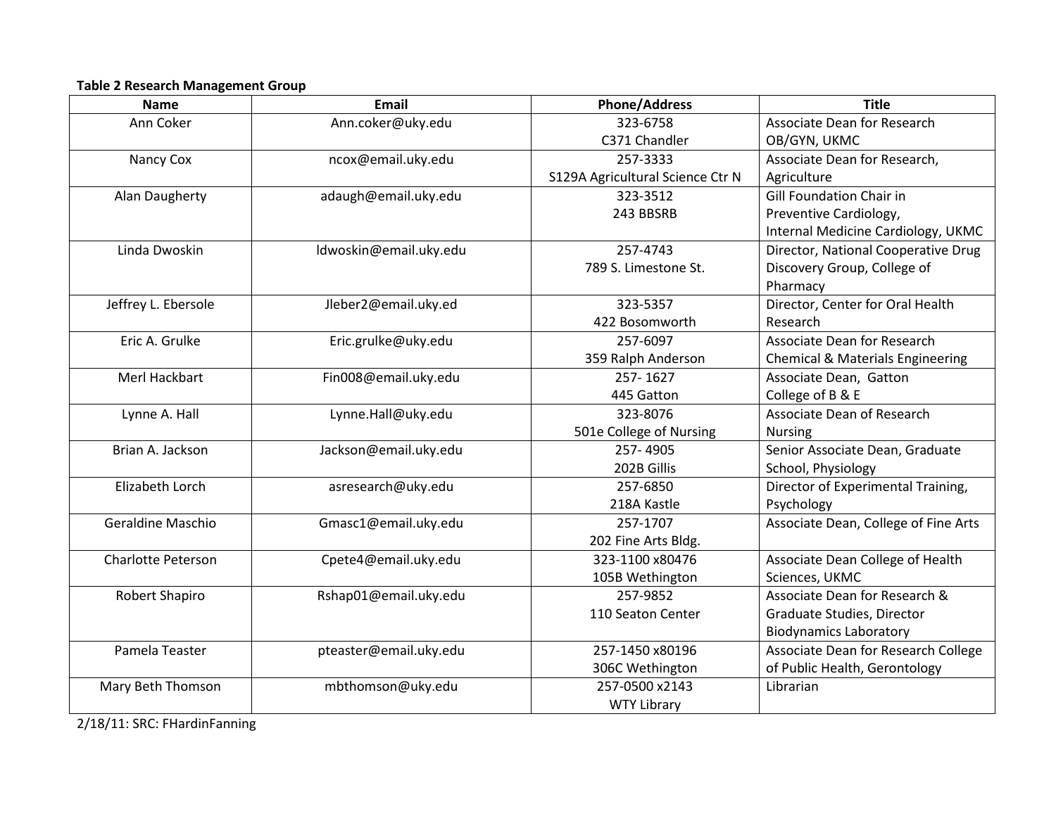**Table 2 Research Management Group**

| Name | Email | Phone/Address | Title |
|---|---|---|---|
| Ann Coker | Ann.coker@uky.edu | 323-6758<br>C371 Chandler | Associate Dean for Research OB/GYN, UKMC |
| Nancy Cox | ncox@email.uky.edu | 257-3333<br>S129A Agricultural Science Ctr N | Associate Dean for Research, Agriculture |
| Alan Daugherty | adaugh@email.uky.edu | 323-3512<br>243 BBSRB | Gill Foundation Chair in Preventive Cardiology, Internal Medicine Cardiology, UKMC |
| Linda Dwoskin | ldwoskin@email.uky.edu | 257-4743<br>789 S. Limestone St. | Director, National Cooperative Drug Discovery Group, College of Pharmacy |
| Jeffrey L. Ebersole | Jleber2@email.uky.ed | 323-5357<br>422 Bosomworth | Director, Center for Oral Health Research |
| Eric A. Grulke | Eric.grulke@uky.edu | 257-6097<br>359 Ralph Anderson | Associate Dean for Research Chemical & Materials Engineering |
| Merl Hackbart | Fin008@email.uky.edu | 257- 1627<br>445 Gatton | Associate Dean, Gatton College of B & E |
| Lynne A. Hall | Lynne.Hall@uky.edu | 323-8076<br>501e College of Nursing | Associate Dean of Research Nursing |
| Brian A. Jackson | Jackson@email.uky.edu | 257- 4905<br>202B Gillis | Senior Associate Dean, Graduate School, Physiology |
| Elizabeth Lorch | asresearch@uky.edu | 257-6850<br>218A Kastle | Director of Experimental Training, Psychology |
| Geraldine Maschio | Gmasc1@email.uky.edu | 257-1707<br>202 Fine Arts Bldg. | Associate Dean, College of Fine Arts |
| Charlotte Peterson | Cpete4@email.uky.edu | 323-1100 x80476<br>105B Wethington | Associate Dean College of Health Sciences, UKMC |
| Robert Shapiro | Rshap01@email.uky.edu | 257-9852<br>110 Seaton Center | Associate Dean for Research & Graduate Studies, Director Biodynamics Laboratory |
| Pamela Teaster | pteaster@email.uky.edu | 257-1450 x80196<br>306C Wethington | Associate Dean for Research College of Public Health, Gerontology |
| Mary Beth Thomson | mbthomson@uky.edu | 257-0500 x2143<br>WTY Library | Librarian |

2/18/11: SRC: FHardinFanning